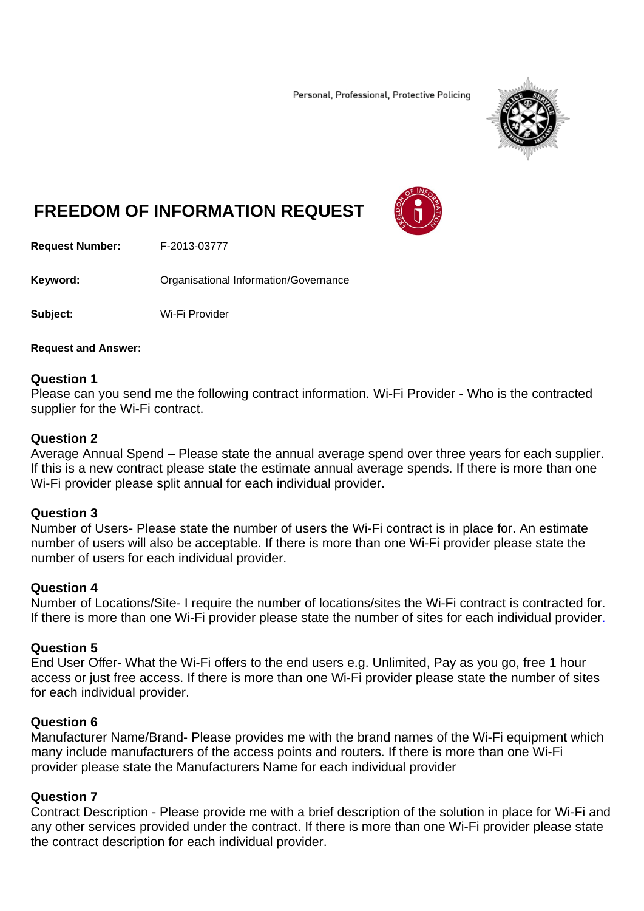Personal, Professional, Protective Policing

# FREEDOM OF INFORMATION REQUEST

**Request Number:** F-2013-03777

**Keyword:** Organisational Information/Governance

**Subject:** Wi-Fi Provider

**Request and Answer:**

**Question 1**
Please can you send me the following contract information. Wi-Fi Provider - Who is the contracted supplier for the Wi-Fi contract.

**Question 2**
Average Annual Spend – Please state the annual average spend over three years for each supplier. If this is a new contract please state the estimate annual average spends. If there is more than one Wi-Fi provider please split annual for each individual provider.

**Question 3**
Number of Users- Please state the number of users the Wi-Fi contract is in place for. An estimate number of users will also be acceptable. If there is more than one Wi-Fi provider please state the number of users for each individual provider.

**Question 4**
Number of Locations/Site- I require the number of locations/sites the Wi-Fi contract is contracted for. If there is more than one Wi-Fi provider please state the number of sites for each individual provider.

**Question 5**
End User Offer- What the Wi-Fi offers to the end users e.g. Unlimited, Pay as you go, free 1 hour access or just free access. If there is more than one Wi-Fi provider please state the number of sites for each individual provider.

**Question 6**
Manufacturer Name/Brand- Please provides me with the brand names of the Wi-Fi equipment which many include manufacturers of the access points and routers. If there is more than one Wi-Fi provider please state the Manufacturers Name for each individual provider

**Question 7**
Contract Description - Please provide me with a brief description of the solution in place for Wi-Fi and any other services provided under the contract. If there is more than one Wi-Fi provider please state the contract description for each individual provider.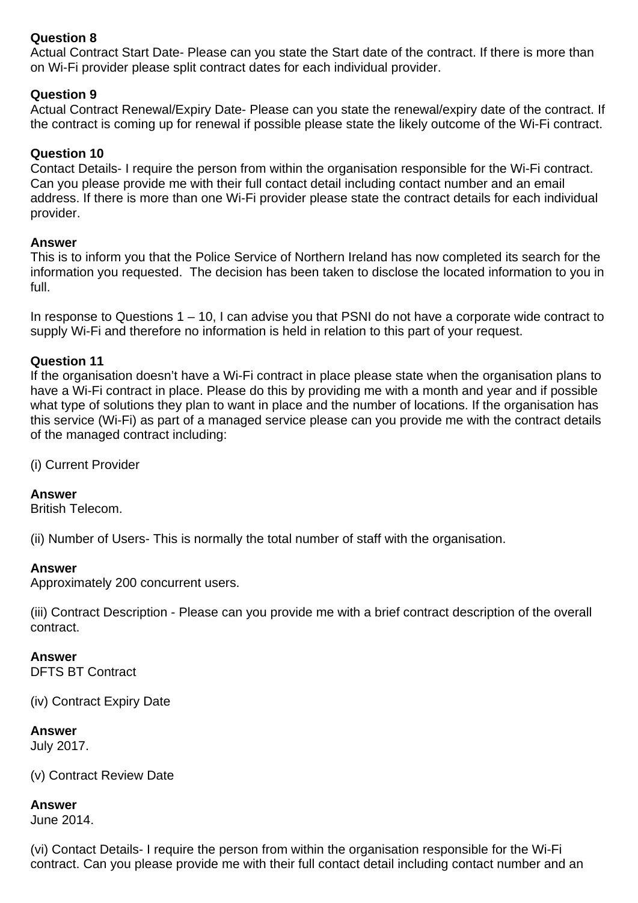**Question 8**
Actual Contract Start Date- Please can you state the Start date of the contract. If there is more than on Wi-Fi provider please split contract dates for each individual provider.

**Question 9**
Actual Contract Renewal/Expiry Date- Please can you state the renewal/expiry date of the contract. If the contract is coming up for renewal if possible please state the likely outcome of the Wi-Fi contract.

**Question 10**
Contact Details- I require the person from within the organisation responsible for the Wi-Fi contract. Can you please provide me with their full contact detail including contact number and an email address. If there is more than one Wi-Fi provider please state the contract details for each individual provider.

**Answer**
This is to inform you that the Police Service of Northern Ireland has now completed its search for the information you requested. The decision has been taken to disclose the located information to you in full.

In response to Questions 1 – 10, I can advise you that PSNI do not have a corporate wide contract to supply Wi-Fi and therefore no information is held in relation to this part of your request.

**Question 11**
If the organisation doesn't have a Wi-Fi contract in place please state when the organisation plans to have a Wi-Fi contract in place. Please do this by providing me with a month and year and if possible what type of solutions they plan to want in place and the number of locations. If the organisation has this service (Wi-Fi) as part of a managed service please can you provide me with the contract details of the managed contract including:

(i) Current Provider

**Answer**
British Telecom.

(ii) Number of Users- This is normally the total number of staff with the organisation.

**Answer**
Approximately 200 concurrent users.

(iii) Contract Description - Please can you provide me with a brief contract description of the overall contract.

**Answer**
DFTS BT Contract

(iv) Contract Expiry Date

**Answer**
July 2017.

(v) Contract Review Date

**Answer**
June 2014.

(vi) Contact Details- I require the person from within the organisation responsible for the Wi-Fi contract. Can you please provide me with their full contact detail including contact number and an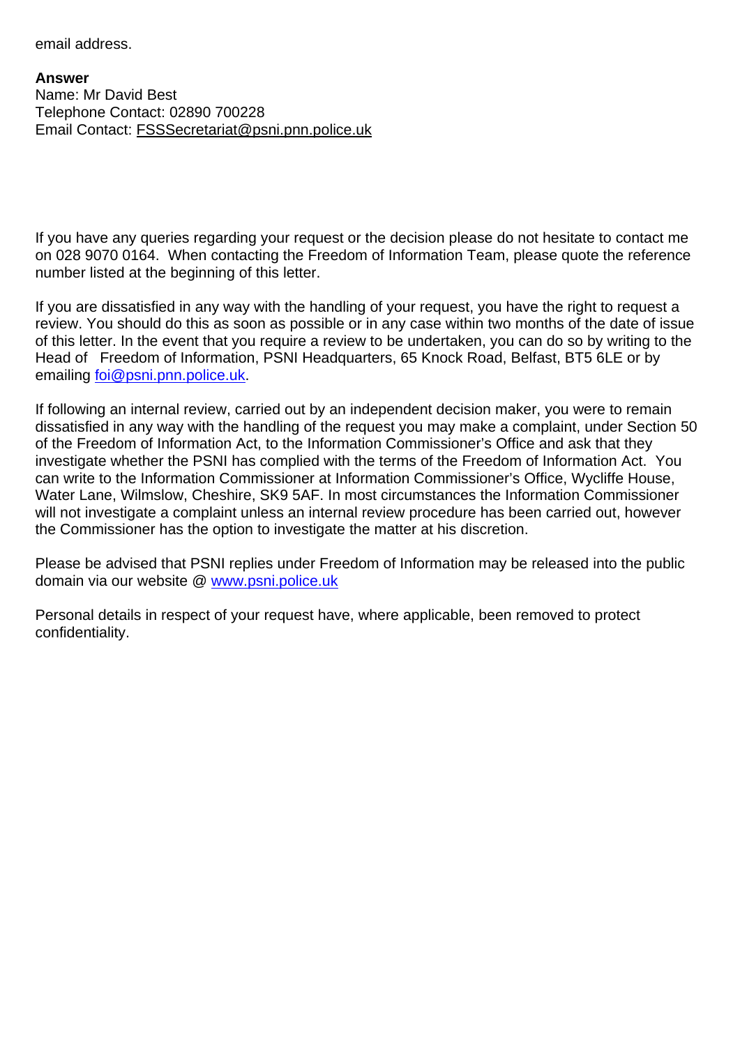email address.

**Answer**
Name: Mr David Best
Telephone Contact: 02890 700228
Email Contact: FSSSecretariat@psni.pnn.police.uk

If you have any queries regarding your request or the decision please do not hesitate to contact me on 028 9070 0164. When contacting the Freedom of Information Team, please quote the reference number listed at the beginning of this letter.

If you are dissatisfied in any way with the handling of your request, you have the right to request a review. You should do this as soon as possible or in any case within two months of the date of issue of this letter. In the event that you require a review to be undertaken, you can do so by writing to the Head of Freedom of Information, PSNI Headquarters, 65 Knock Road, Belfast, BT5 6LE or by emailing foi@psni.pnn.police.uk.

If following an internal review, carried out by an independent decision maker, you were to remain dissatisfied in any way with the handling of the request you may make a complaint, under Section 50 of the Freedom of Information Act, to the Information Commissioner's Office and ask that they investigate whether the PSNI has complied with the terms of the Freedom of Information Act. You can write to the Information Commissioner at Information Commissioner's Office, Wycliffe House, Water Lane, Wilmslow, Cheshire, SK9 5AF. In most circumstances the Information Commissioner will not investigate a complaint unless an internal review procedure has been carried out, however the Commissioner has the option to investigate the matter at his discretion.

Please be advised that PSNI replies under Freedom of Information may be released into the public domain via our website @ www.psni.police.uk

Personal details in respect of your request have, where applicable, been removed to protect confidentiality.